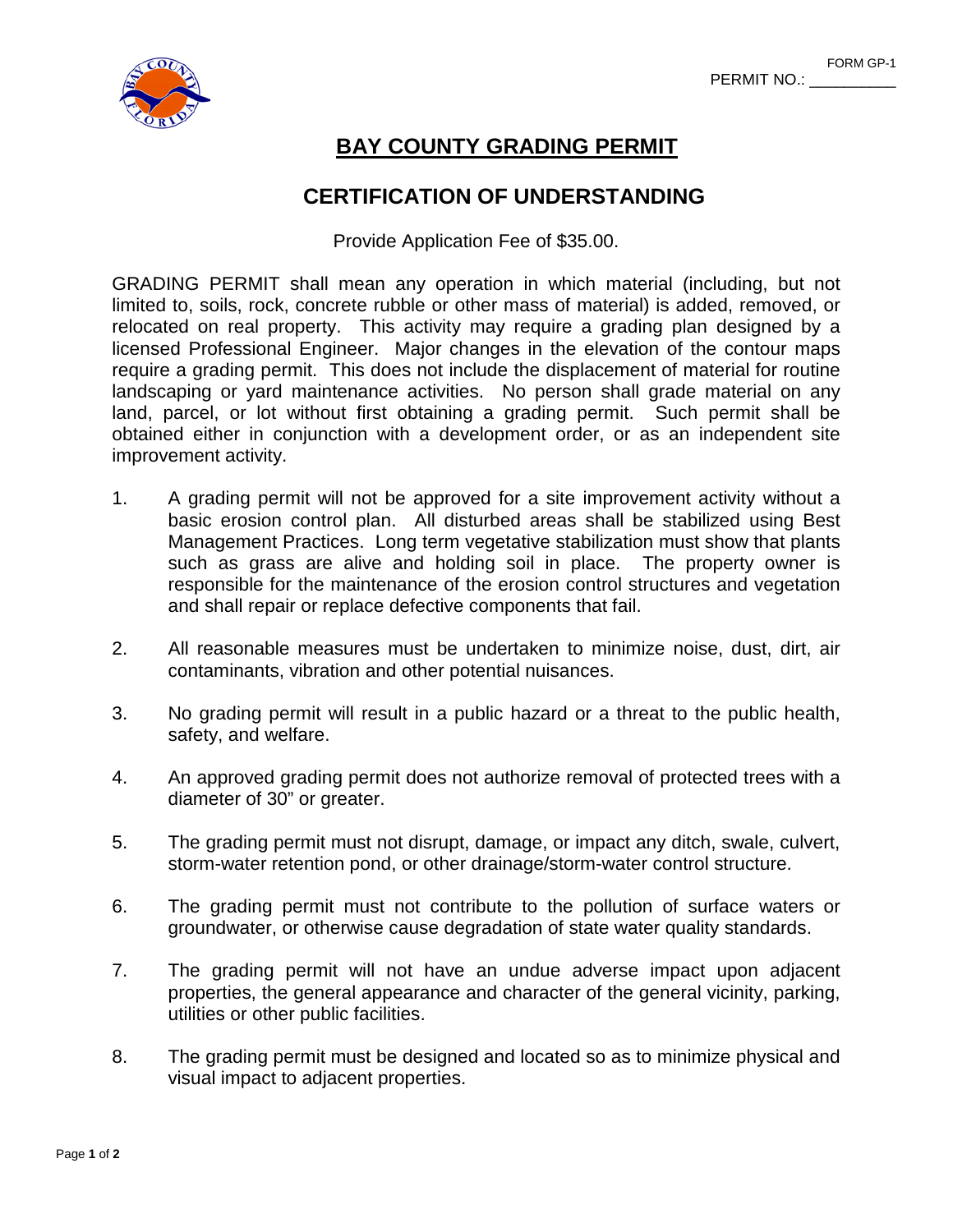FORM GP-1

PERMIT NO.: __________

# BAY COUNTY GRADING PERMIT

## CERTIFICATION OF UNDERSTANDING

Provide Application Fee of $35.00.

GRADING PERMIT shall mean any operation in which material (including, but not limited to, soils, rock, concrete rubble or other mass of material) is added, removed, or relocated on real property. This activity may require a grading plan designed by a licensed Professional Engineer. Major changes in the elevation of the contour maps require a grading permit. This does not include the displacement of material for routine landscaping or yard maintenance activities. No person shall grade material on any land, parcel, or lot without first obtaining a grading permit. Such permit shall be obtained either in conjunction with a development order, or as an independent site improvement activity.

1. A grading permit will not be approved for a site improvement activity without a basic erosion control plan. All disturbed areas shall be stabilized using Best Management Practices. Long term vegetative stabilization must show that plants such as grass are alive and holding soil in place. The property owner is responsible for the maintenance of the erosion control structures and vegetation and shall repair or replace defective components that fail.

2. All reasonable measures must be undertaken to minimize noise, dust, dirt, air contaminants, vibration and other potential nuisances.

3. No grading permit will result in a public hazard or a threat to the public health, safety, and welfare.

4. An approved grading permit does not authorize removal of protected trees with a diameter of 30" or greater.

5. The grading permit must not disrupt, damage, or impact any ditch, swale, culvert, storm-water retention pond, or other drainage/storm-water control structure.

6. The grading permit must not contribute to the pollution of surface waters or groundwater, or otherwise cause degradation of state water quality standards.

7. The grading permit will not have an undue adverse impact upon adjacent properties, the general appearance and character of the general vicinity, parking, utilities or other public facilities.

8. The grading permit must be designed and located so as to minimize physical and visual impact to adjacent properties.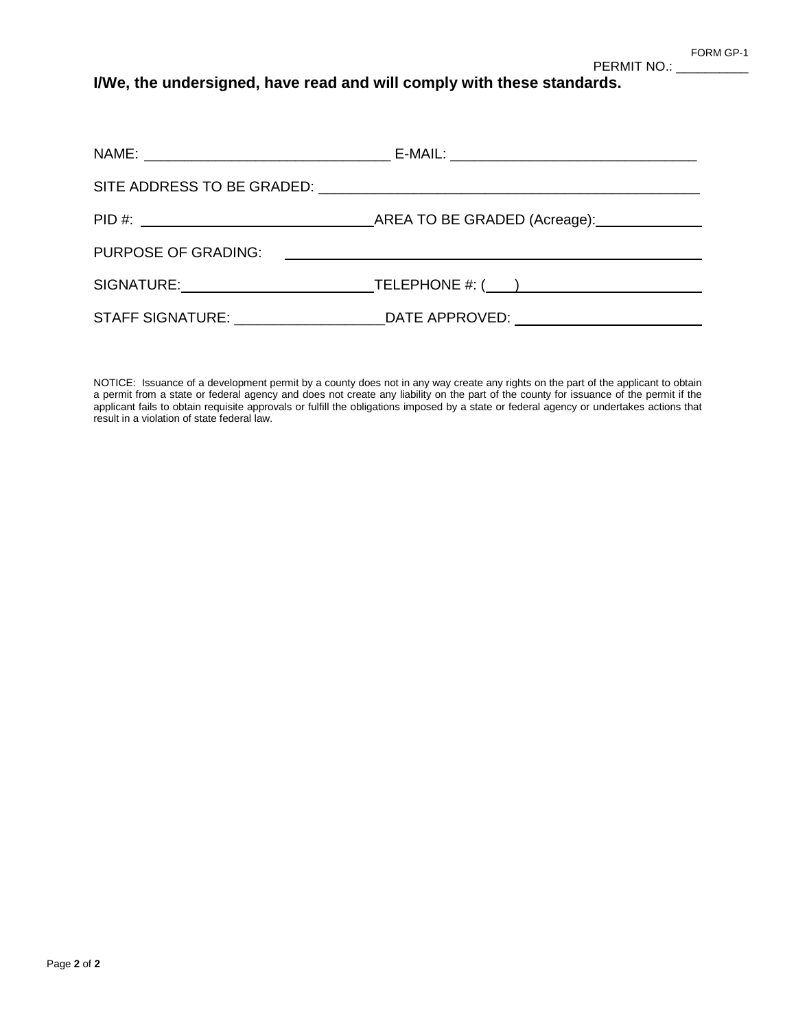FORM GP-1

PERMIT NO.: __________

**I/We, the undersigned, have read and will comply with these standards.**

NAME: ______________________________ E-MAIL: ______________________________

SITE ADDRESS TO BE GRADED: ______________________________________________

PID #: ____________________________ AREA TO BE GRADED (Acreage): ____________

PURPOSE OF GRADING: ____________________________________________________

SIGNATURE: _______________________ TELEPHONE #: (___) _____________________

STAFF SIGNATURE: __________________ DATE APPROVED: _______________________

NOTICE: Issuance of a development permit by a county does not in any way create any rights on the part of the applicant to obtain a permit from a state or federal agency and does not create any liability on the part of the county for issuance of the permit if the applicant fails to obtain requisite approvals or fulfill the obligations imposed by a state or federal agency or undertakes actions that result in a violation of state federal law.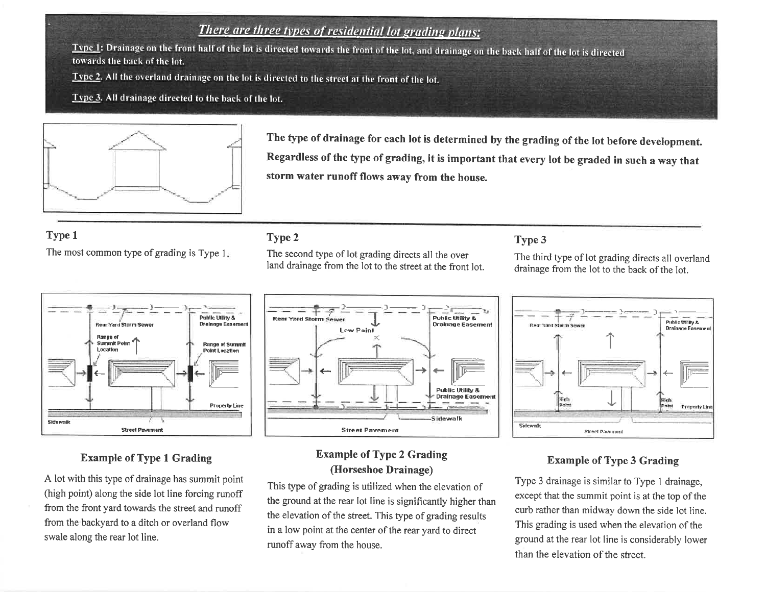## *There are three types of residential lot grading plans:*

Type 1: Drainage on the front half of the lot is directed towards the front of the lot, and drainage on the back half of the lot is directed towards the back of the lot.

Type 2. All the overland drainage on the lot is directed to the street at the front of the lot.

Type 3. All drainage directed to the back of the lot.

**The type of drainage for each lot is determined by the grading of the lot before development. Regardless of the type of grading, it is important that every lot be graded in such a way that storm water runoff flows away from the house.**

### Type 1

The most common type of grading is Type 1.

Rear Yard Storm Sewer

Public Utility & Drainage Easement

Range of Summit Point Location

Range of Summit Point Location

Property Line

Sidewalk

Street Pavement

#### Example of Type 1 Grading

A lot with this type of drainage has summit point (high point) along the side lot line forcing runoff from the front yard towards the street and runoff from the backyard to a ditch or overland flow swale along the rear lot line.

### Type 2

The second type of lot grading directs all the over land drainage from the lot to the street at the front lot.

Rear Yard Storm Sewer

Low Point

Public Utility & Drainage Easement

Public Utility & Drainage Easement

Sidewalk

Street Pavement

#### Example of Type 2 Grading (Horseshoe Drainage)

This type of grading is utilized when the elevation of the ground at the rear lot line is significantly higher than the elevation of the street. This type of grading results in a low point at the center of the rear yard to direct runoff away from the house.

### Type 3

The third type of lot grading directs all overland drainage from the lot to the back of the lot.

Rear Yard Storm Sewer

Public Utility & Drainage Easement

High Point

High Point

Property Line

Sidewalk

Street Pavement

#### Example of Type 3 Grading

Type 3 drainage is similar to Type 1 drainage, except that the summit point is at the top of the curb rather than midway down the side lot line. This grading is used when the elevation of the ground at the rear lot line is considerably lower than the elevation of the street.